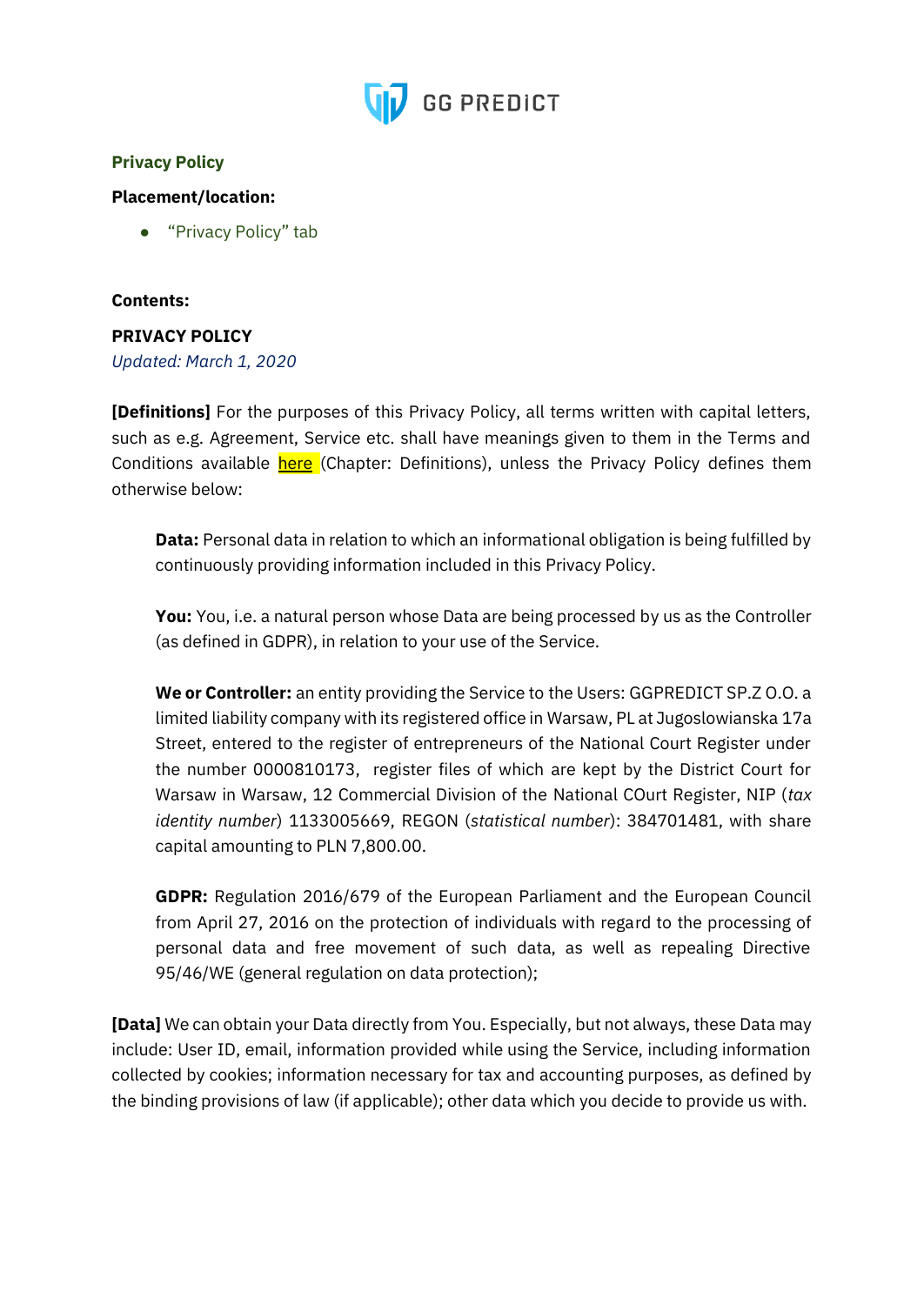GG PREDICT

**Privacy Policy**

**Placement/location:**

- "Privacy Policy" tab

**Contents:**

**PRIVACY POLICY**

*Updated: March 1, 2020*

**[Definitions]** For the purposes of this Privacy Policy, all terms written with capital letters, such as e.g. Agreement, Service etc. shall have meanings given to them in the Terms and Conditions available here (Chapter: Definitions), unless the Privacy Policy defines them otherwise below:

> **Data:** Personal data in relation to which an informational obligation is being fulfilled by continuously providing information included in this Privacy Policy.
>
> **You:** You, i.e. a natural person whose Data are being processed by us as the Controller (as defined in GDPR), in relation to your use of the Service.
>
> **We or Controller:** an entity providing the Service to the Users: GGPREDICT SP.Z O.O. a limited liability company with its registered office in Warsaw, PL at Jugoslowianska 17a Street, entered to the register of entrepreneurs of the National Court Register under the number 0000810173, register files of which are kept by the District Court for Warsaw in Warsaw, 12 Commercial Division of the National COurt Register, NIP (*tax identity number*) 1133005669, REGON (*statistical number*): 384701481, with share capital amounting to PLN 7,800.00.
>
> **GDPR:** Regulation 2016/679 of the European Parliament and the European Council from April 27, 2016 on the protection of individuals with regard to the processing of personal data and free movement of such data, as well as repealing Directive 95/46/WE (general regulation on data protection);

**[Data]** We can obtain your Data directly from You. Especially, but not always, these Data may include: User ID, email, information provided while using the Service, including information collected by cookies; information necessary for tax and accounting purposes, as defined by the binding provisions of law (if applicable); other data which you decide to provide us with.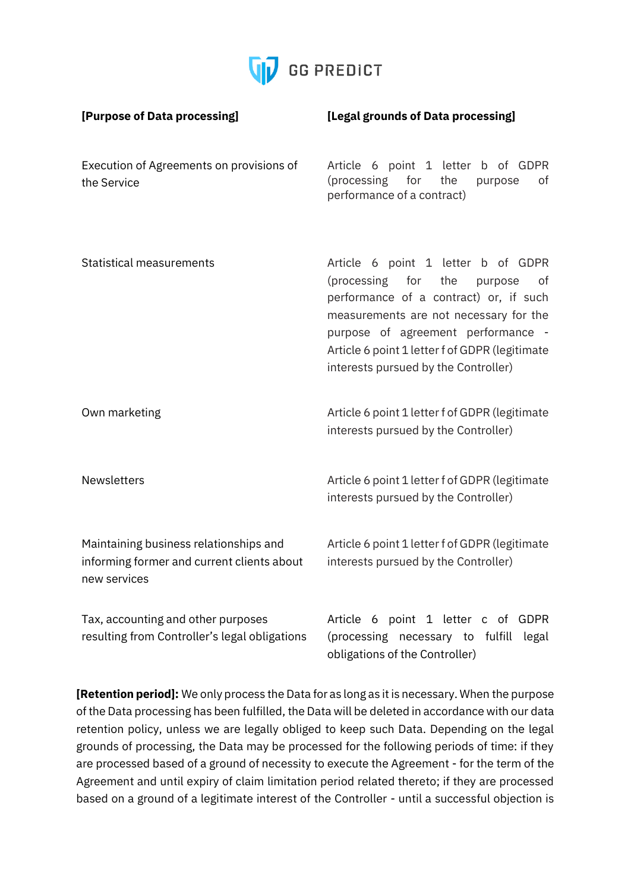| [Purpose of Data processing] | [Legal grounds of Data processing] |
| --- | --- |
| Execution of Agreements on provisions of the Service | Article 6 point 1 letter b of GDPR (processing for the purpose of performance of a contract) |
| Statistical measurements | Article 6 point 1 letter b of GDPR (processing for the purpose of performance of a contract) or, if such measurements are not necessary for the purpose of agreement performance - Article 6 point 1 letter f of GDPR (legitimate interests pursued by the Controller) |
| Own marketing | Article 6 point 1 letter f of GDPR (legitimate interests pursued by the Controller) |
| Newsletters | Article 6 point 1 letter f of GDPR (legitimate interests pursued by the Controller) |
| Maintaining business relationships and informing former and current clients about new services | Article 6 point 1 letter f of GDPR (legitimate interests pursued by the Controller) |
| Tax, accounting and other purposes resulting from Controller's legal obligations | Article 6 point 1 letter c of GDPR (processing necessary to fulfill legal obligations of the Controller) |

**[Retention period]:** We only process the Data for as long as it is necessary. When the purpose of the Data processing has been fulfilled, the Data will be deleted in accordance with our data retention policy, unless we are legally obliged to keep such Data. Depending on the legal grounds of processing, the Data may be processed for the following periods of time: if they are processed based of a ground of necessity to execute the Agreement - for the term of the Agreement and until expiry of claim limitation period related thereto; if they are processed based on a ground of a legitimate interest of the Controller - until a successful objection is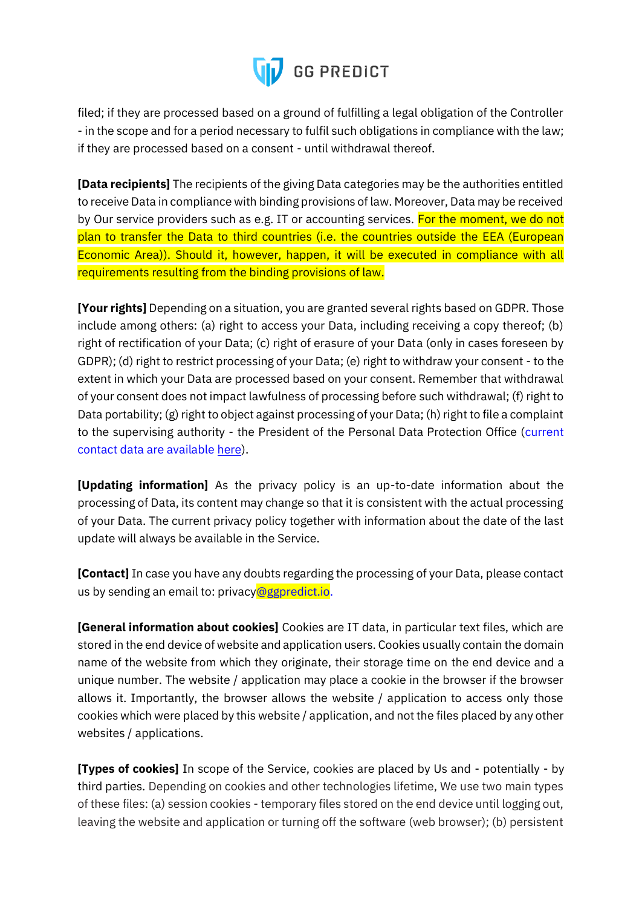filed; if they are processed based on a ground of fulfilling a legal obligation of the Controller - in the scope and for a period necessary to fulfil such obligations in compliance with the law; if they are processed based on a consent - until withdrawal thereof.

**[Data recipients]** The recipients of the giving Data categories may be the authorities entitled to receive Data in compliance with binding provisions of law. Moreover, Data may be received by Our service providers such as e.g. IT or accounting services. For the moment, we do not plan to transfer the Data to third countries (i.e. the countries outside the EEA (European Economic Area)). Should it, however, happen, it will be executed in compliance with all requirements resulting from the binding provisions of law.

**[Your rights]** Depending on a situation, you are granted several rights based on GDPR. Those include among others: (a) right to access your Data, including receiving a copy thereof; (b) right of rectification of your Data; (c) right of erasure of your Data (only in cases foreseen by GDPR); (d) right to restrict processing of your Data; (e) right to withdraw your consent - to the extent in which your Data are processed based on your consent. Remember that withdrawal of your consent does not impact lawfulness of processing before such withdrawal; (f) right to Data portability; (g) right to object against processing of your Data; (h) right to file a complaint to the supervising authority - the President of the Personal Data Protection Office (current contact data are available here).

**[Updating information]** As the privacy policy is an up-to-date information about the processing of Data, its content may change so that it is consistent with the actual processing of your Data. The current privacy policy together with information about the date of the last update will always be available in the Service.

**[Contact]** In case you have any doubts regarding the processing of your Data, please contact us by sending an email to: privacy@ggpredict.io.

**[General information about cookies]** Cookies are IT data, in particular text files, which are stored in the end device of website and application users. Cookies usually contain the domain name of the website from which they originate, their storage time on the end device and a unique number. The website / application may place a cookie in the browser if the browser allows it. Importantly, the browser allows the website / application to access only those cookies which were placed by this website / application, and not the files placed by any other websites / applications.

**[Types of cookies]** In scope of the Service, cookies are placed by Us and - potentially - by third parties. Depending on cookies and other technologies lifetime, We use two main types of these files: (a) session cookies - temporary files stored on the end device until logging out, leaving the website and application or turning off the software (web browser); (b) persistent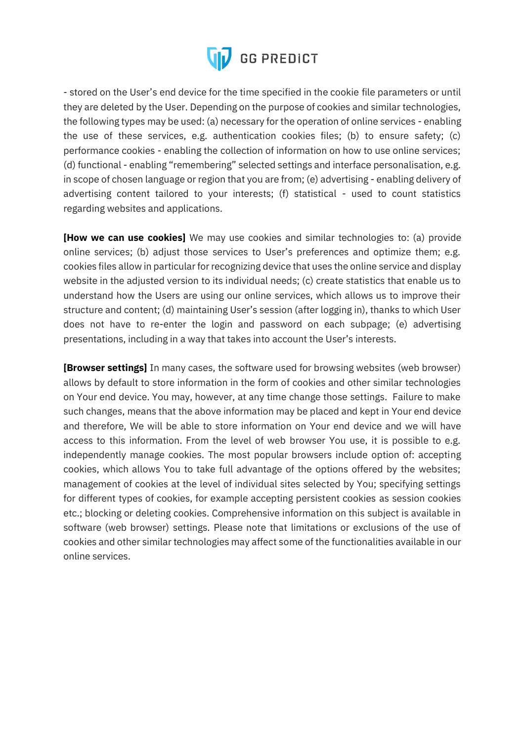- stored on the User's end device for the time specified in the cookie file parameters or until they are deleted by the User. Depending on the purpose of cookies and similar technologies, the following types may be used: (a) necessary for the operation of online services - enabling the use of these services, e.g. authentication cookies files; (b) to ensure safety; (c) performance cookies - enabling the collection of information on how to use online services; (d) functional - enabling "remembering" selected settings and interface personalisation, e.g. in scope of chosen language or region that you are from; (e) advertising - enabling delivery of advertising content tailored to your interests; (f) statistical - used to count statistics regarding websites and applications.

**[How we can use cookies]** We may use cookies and similar technologies to: (a) provide online services; (b) adjust those services to User's preferences and optimize them; e.g. cookies files allow in particular for recognizing device that uses the online service and display website in the adjusted version to its individual needs; (c) create statistics that enable us to understand how the Users are using our online services, which allows us to improve their structure and content; (d) maintaining User's session (after logging in), thanks to which User does not have to re-enter the login and password on each subpage; (e) advertising presentations, including in a way that takes into account the User's interests.

**[Browser settings]** In many cases, the software used for browsing websites (web browser) allows by default to store information in the form of cookies and other similar technologies on Your end device. You may, however, at any time change those settings. Failure to make such changes, means that the above information may be placed and kept in Your end device and therefore, We will be able to store information on Your end device and we will have access to this information. From the level of web browser You use, it is possible to e.g. independently manage cookies. The most popular browsers include option of: accepting cookies, which allows You to take full advantage of the options offered by the websites; management of cookies at the level of individual sites selected by You; specifying settings for different types of cookies, for example accepting persistent cookies as session cookies etc.; blocking or deleting cookies. Comprehensive information on this subject is available in software (web browser) settings. Please note that limitations or exclusions of the use of cookies and other similar technologies may affect some of the functionalities available in our online services.